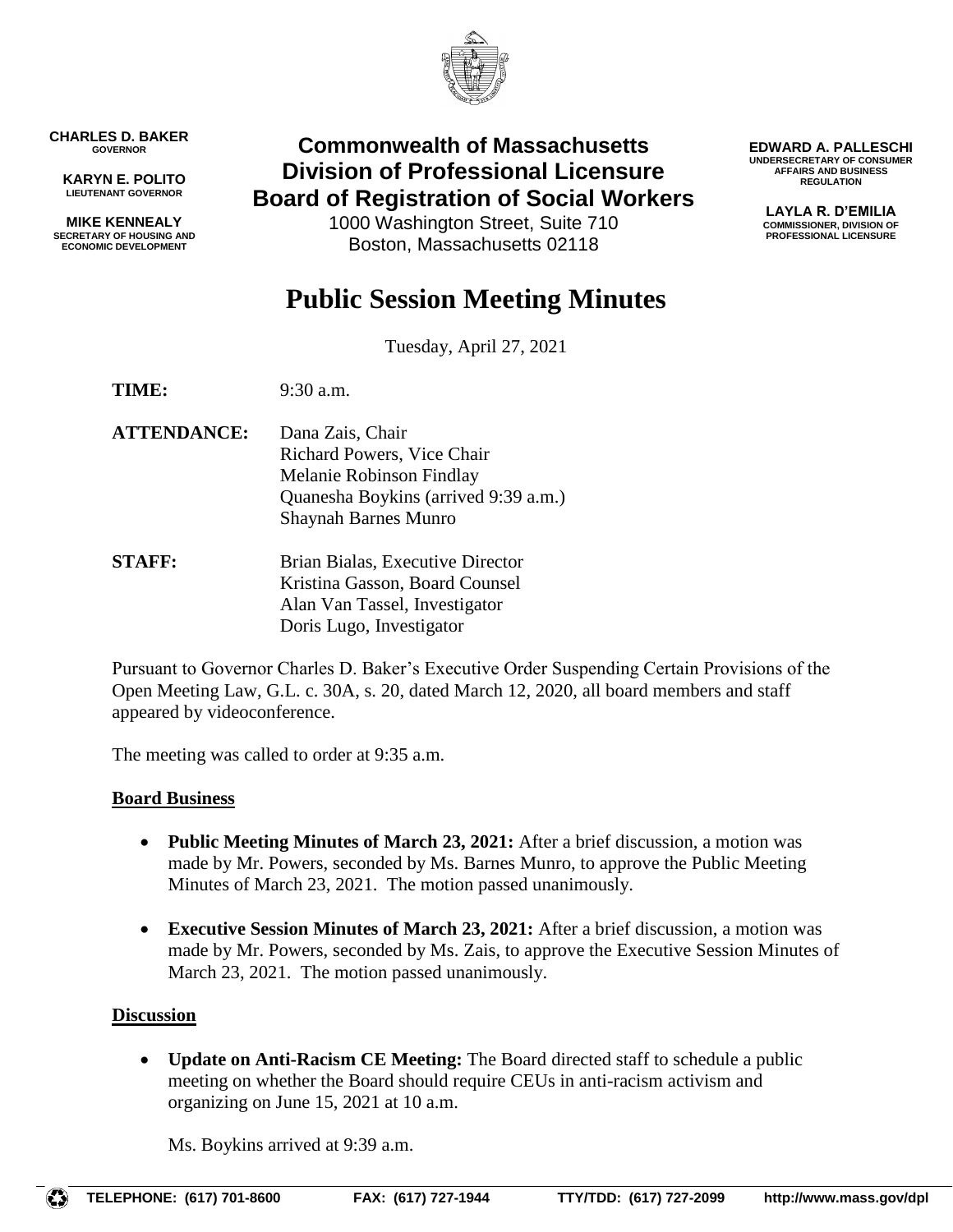**CHARLES D. BAKER**
GOVERNOR

**KARYN E. POLITO**
LIEUTENANT GOVERNOR

**MIKE KENNEALY**
SECRETARY OF HOUSING AND ECONOMIC DEVELOPMENT

# Commonwealth of Massachusetts
# Division of Professional Licensure
# Board of Registration of Social Workers

1000 Washington Street, Suite 710
Boston, Massachusetts 02118

**EDWARD A. PALLESCHI**
UNDERSECRETARY OF CONSUMER AFFAIRS AND BUSINESS REGULATION

**LAYLA R. D'EMILIA**
COMMISSIONER, DIVISION OF PROFESSIONAL LICENSURE

# Public Session Meeting Minutes

Tuesday, April 27, 2021

**TIME:** 9:30 a.m.

**ATTENDANCE:**
Dana Zais, Chair
Richard Powers, Vice Chair
Melanie Robinson Findlay
Quanesha Boykins (arrived 9:39 a.m.)
Shaynah Barnes Munro

**STAFF:**
Brian Bialas, Executive Director
Kristina Gasson, Board Counsel
Alan Van Tassel, Investigator
Doris Lugo, Investigator

Pursuant to Governor Charles D. Baker's Executive Order Suspending Certain Provisions of the Open Meeting Law, G.L. c. 30A, s. 20, dated March 12, 2020, all board members and staff appeared by videoconference.

The meeting was called to order at 9:35 a.m.

## Board Business

- **Public Meeting Minutes of March 23, 2021:** After a brief discussion, a motion was made by Mr. Powers, seconded by Ms. Barnes Munro, to approve the Public Meeting Minutes of March 23, 2021. The motion passed unanimously.
- **Executive Session Minutes of March 23, 2021:** After a brief discussion, a motion was made by Mr. Powers, seconded by Ms. Zais, to approve the Executive Session Minutes of March 23, 2021. The motion passed unanimously.

## Discussion

- **Update on Anti-Racism CE Meeting:** The Board directed staff to schedule a public meeting on whether the Board should require CEUs in anti-racism activism and organizing on June 15, 2021 at 10 a.m.

  Ms. Boykins arrived at 9:39 a.m.

TELEPHONE: (617) 701-8600 FAX: (617) 727-1944 TTY/TDD: (617) 727-2099 http://www.mass.gov/dpl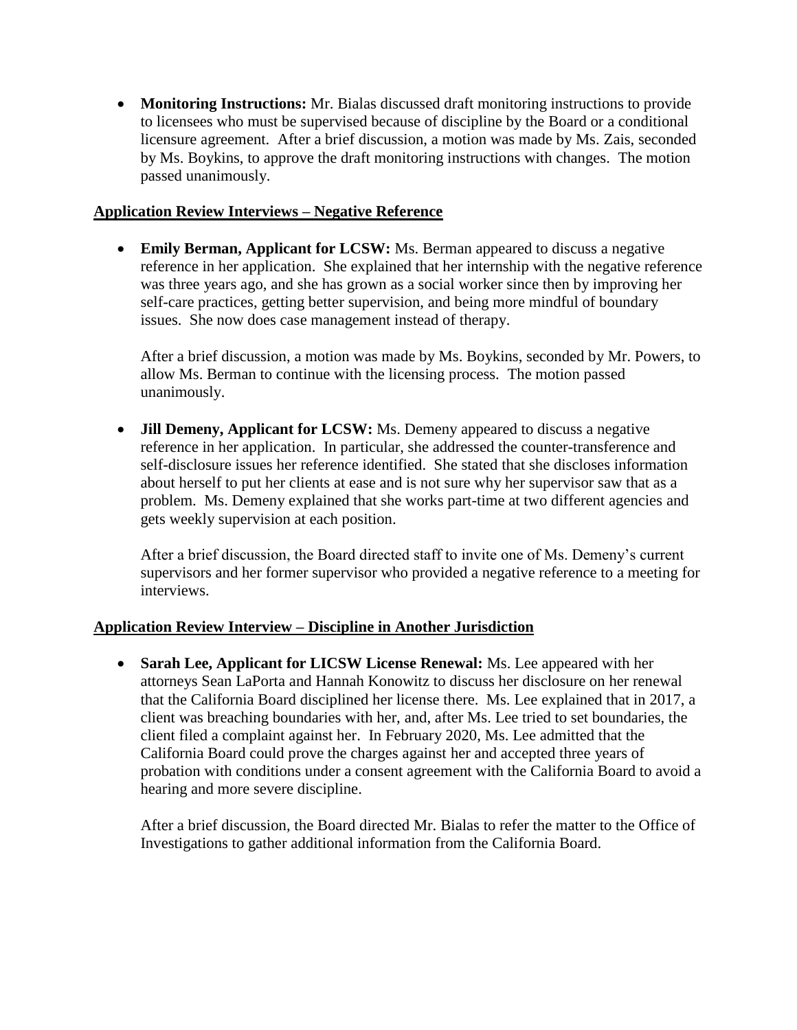- **Monitoring Instructions:** Mr. Bialas discussed draft monitoring instructions to provide to licensees who must be supervised because of discipline by the Board or a conditional licensure agreement. After a brief discussion, a motion was made by Ms. Zais, seconded by Ms. Boykins, to approve the draft monitoring instructions with changes. The motion passed unanimously.

## Application Review Interviews – Negative Reference

- **Emily Berman, Applicant for LCSW:** Ms. Berman appeared to discuss a negative reference in her application. She explained that her internship with the negative reference was three years ago, and she has grown as a social worker since then by improving her self-care practices, getting better supervision, and being more mindful of boundary issues. She now does case management instead of therapy.

  After a brief discussion, a motion was made by Ms. Boykins, seconded by Mr. Powers, to allow Ms. Berman to continue with the licensing process. The motion passed unanimously.

- **Jill Demeny, Applicant for LCSW:** Ms. Demeny appeared to discuss a negative reference in her application. In particular, she addressed the counter-transference and self-disclosure issues her reference identified. She stated that she discloses information about herself to put her clients at ease and is not sure why her supervisor saw that as a problem. Ms. Demeny explained that she works part-time at two different agencies and gets weekly supervision at each position.

  After a brief discussion, the Board directed staff to invite one of Ms. Demeny's current supervisors and her former supervisor who provided a negative reference to a meeting for interviews.

## Application Review Interview – Discipline in Another Jurisdiction

- **Sarah Lee, Applicant for LICSW License Renewal:** Ms. Lee appeared with her attorneys Sean LaPorta and Hannah Konowitz to discuss her disclosure on her renewal that the California Board disciplined her license there. Ms. Lee explained that in 2017, a client was breaching boundaries with her, and, after Ms. Lee tried to set boundaries, the client filed a complaint against her. In February 2020, Ms. Lee admitted that the California Board could prove the charges against her and accepted three years of probation with conditions under a consent agreement with the California Board to avoid a hearing and more severe discipline.

  After a brief discussion, the Board directed Mr. Bialas to refer the matter to the Office of Investigations to gather additional information from the California Board.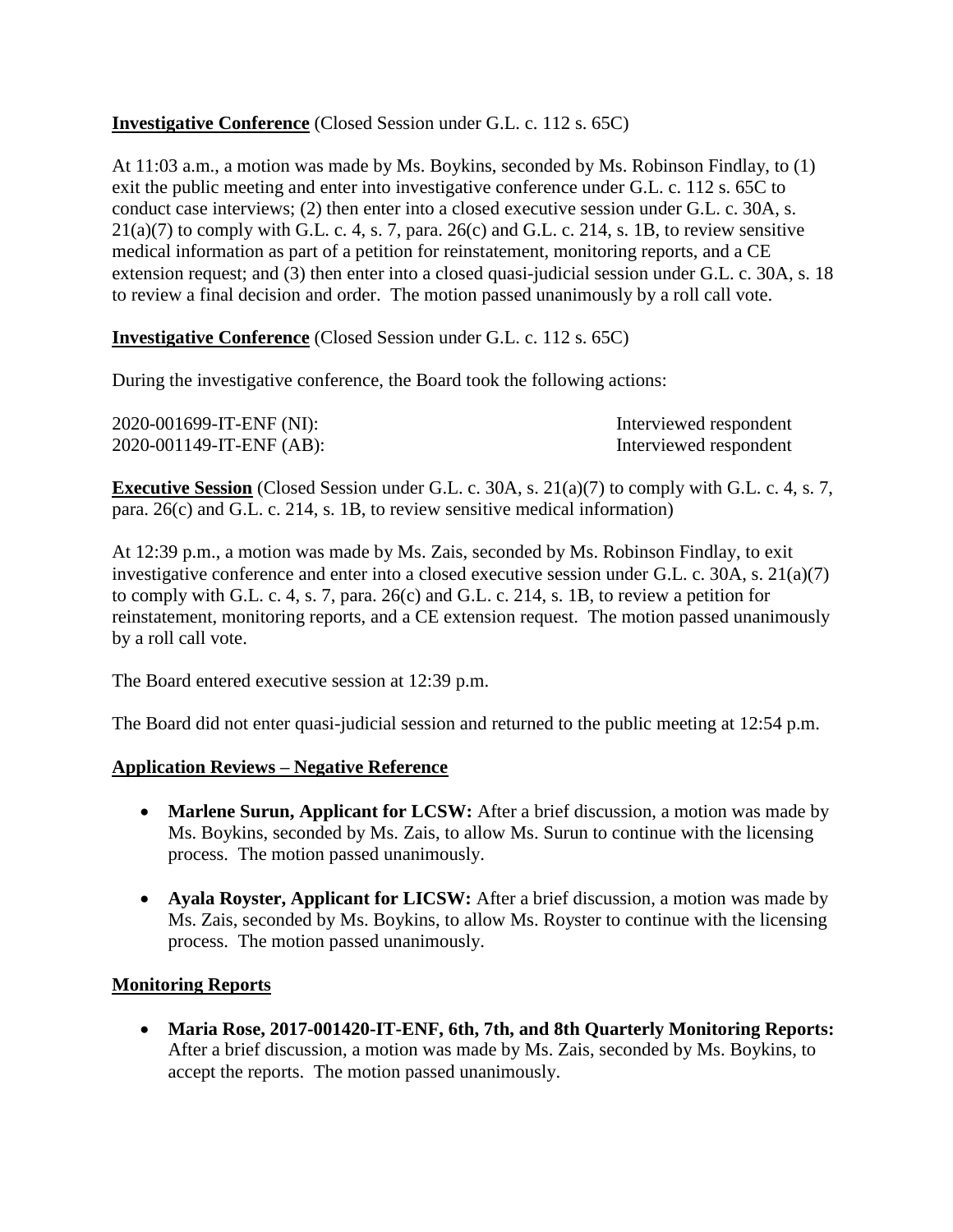**Investigative Conference** (Closed Session under G.L. c. 112 s. 65C)

At 11:03 a.m., a motion was made by Ms. Boykins, seconded by Ms. Robinson Findlay, to (1) exit the public meeting and enter into investigative conference under G.L. c. 112 s. 65C to conduct case interviews; (2) then enter into a closed executive session under G.L. c. 30A, s. 21(a)(7) to comply with G.L. c. 4, s. 7, para. 26(c) and G.L. c. 214, s. 1B, to review sensitive medical information as part of a petition for reinstatement, monitoring reports, and a CE extension request; and (3) then enter into a closed quasi-judicial session under G.L. c. 30A, s. 18 to review a final decision and order. The motion passed unanimously by a roll call vote.

**Investigative Conference** (Closed Session under G.L. c. 112 s. 65C)

During the investigative conference, the Board took the following actions:

| | |
|---|---|
| 2020-001699-IT-ENF (NI): | Interviewed respondent |
| 2020-001149-IT-ENF (AB): | Interviewed respondent |

**Executive Session** (Closed Session under G.L. c. 30A, s. 21(a)(7) to comply with G.L. c. 4, s. 7, para. 26(c) and G.L. c. 214, s. 1B, to review sensitive medical information)

At 12:39 p.m., a motion was made by Ms. Zais, seconded by Ms. Robinson Findlay, to exit investigative conference and enter into a closed executive session under G.L. c. 30A, s. 21(a)(7) to comply with G.L. c. 4, s. 7, para. 26(c) and G.L. c. 214, s. 1B, to review a petition for reinstatement, monitoring reports, and a CE extension request. The motion passed unanimously by a roll call vote.

The Board entered executive session at 12:39 p.m.

The Board did not enter quasi-judicial session and returned to the public meeting at 12:54 p.m.

**Application Reviews – Negative Reference**

- **Marlene Surun, Applicant for LCSW:** After a brief discussion, a motion was made by Ms. Boykins, seconded by Ms. Zais, to allow Ms. Surun to continue with the licensing process. The motion passed unanimously.
- **Ayala Royster, Applicant for LICSW:** After a brief discussion, a motion was made by Ms. Zais, seconded by Ms. Boykins, to allow Ms. Royster to continue with the licensing process. The motion passed unanimously.

**Monitoring Reports**

- **Maria Rose, 2017-001420-IT-ENF, 6th, 7th, and 8th Quarterly Monitoring Reports:** After a brief discussion, a motion was made by Ms. Zais, seconded by Ms. Boykins, to accept the reports. The motion passed unanimously.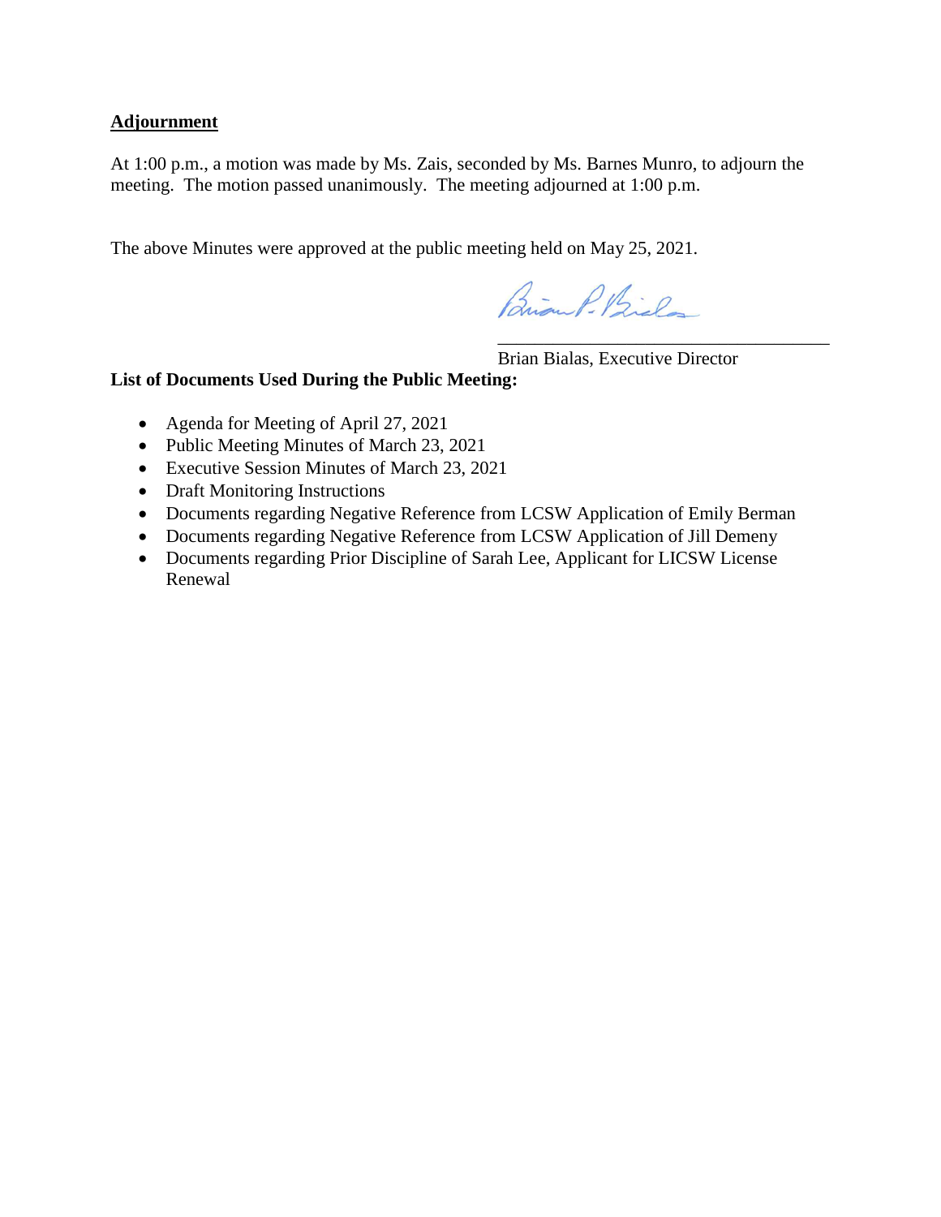## Adjournment

At 1:00 p.m., a motion was made by Ms. Zais, seconded by Ms. Barnes Munro, to adjourn the meeting. The motion passed unanimously. The meeting adjourned at 1:00 p.m.

The above Minutes were approved at the public meeting held on May 25, 2021.

Brian P. Bialas

_________________________________
Brian Bialas, Executive Director

**List of Documents Used During the Public Meeting:**

- Agenda for Meeting of April 27, 2021
- Public Meeting Minutes of March 23, 2021
- Executive Session Minutes of March 23, 2021
- Draft Monitoring Instructions
- Documents regarding Negative Reference from LCSW Application of Emily Berman
- Documents regarding Negative Reference from LCSW Application of Jill Demeny
- Documents regarding Prior Discipline of Sarah Lee, Applicant for LICSW License Renewal